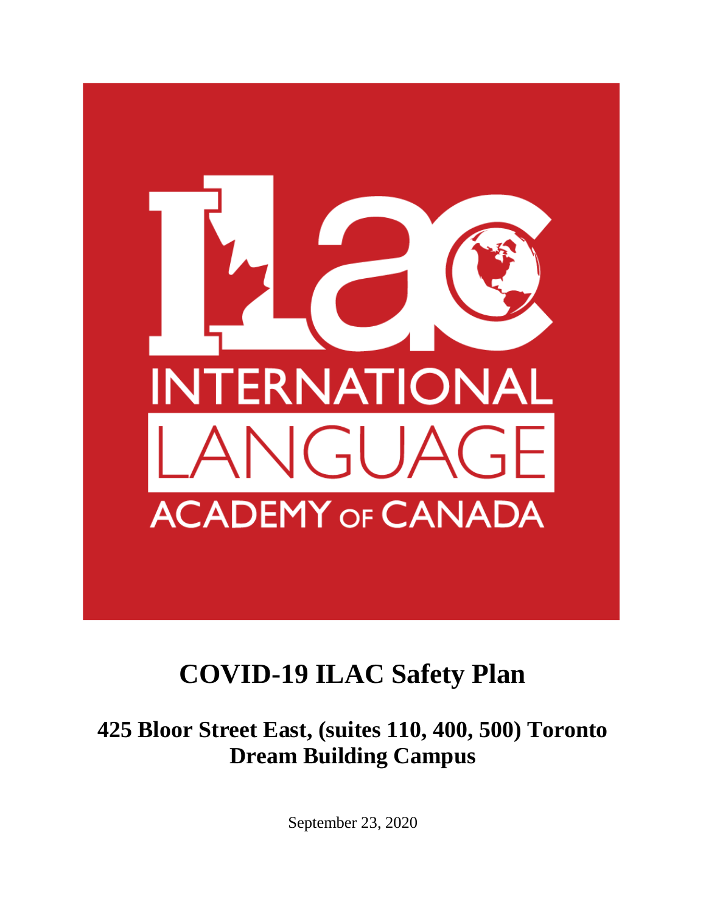ILAC

INTERNATIONAL LANGUAGE ACADEMY OF CANADA

# COVID-19 ILAC Safety Plan

## 425 Bloor Street East, (suites 110, 400, 500) Toronto Dream Building Campus

September 23, 2020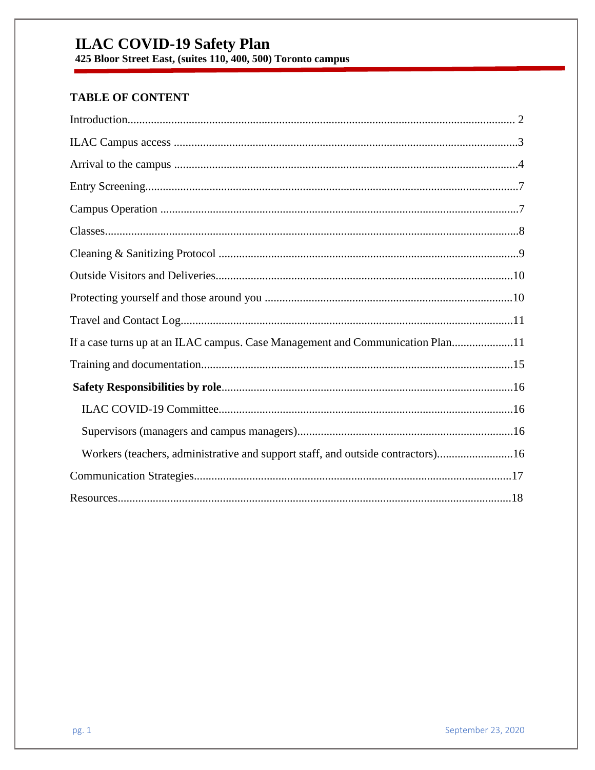# ILAC COVID-19 Safety Plan

**425 Bloor Street East, (suites 110, 400, 500) Toronto campus**

## TABLE OF CONTENT

Introduction.......................................................................................................................... 2

ILAC Campus access ........................................................................................................3

Arrival to the campus .........................................................................................................4

Entry Screening....................................................................................................................7

Campus Operation ...............................................................................................................7

Classes..................................................................................................................................8

Cleaning & Sanitizing Protocol ...........................................................................................9

Outside Visitors and Deliveries...........................................................................................10

Protecting yourself and those around you .........................................................................10

Travel and Contact Log.......................................................................................................11

If a case turns up at an ILAC campus. Case Management and Communication Plan.....................11

Training and documentation................................................................................................15

**Safety Responsibilities by role**..........................................................................................16

- ILAC COVID-19 Committee..........................................................................................16
- Supervisors (managers and campus managers).............................................................16
- Workers (teachers, administrative and support staff, and outside contractors)..........................16

Communication Strategies..................................................................................................17

Resources............................................................................................................................18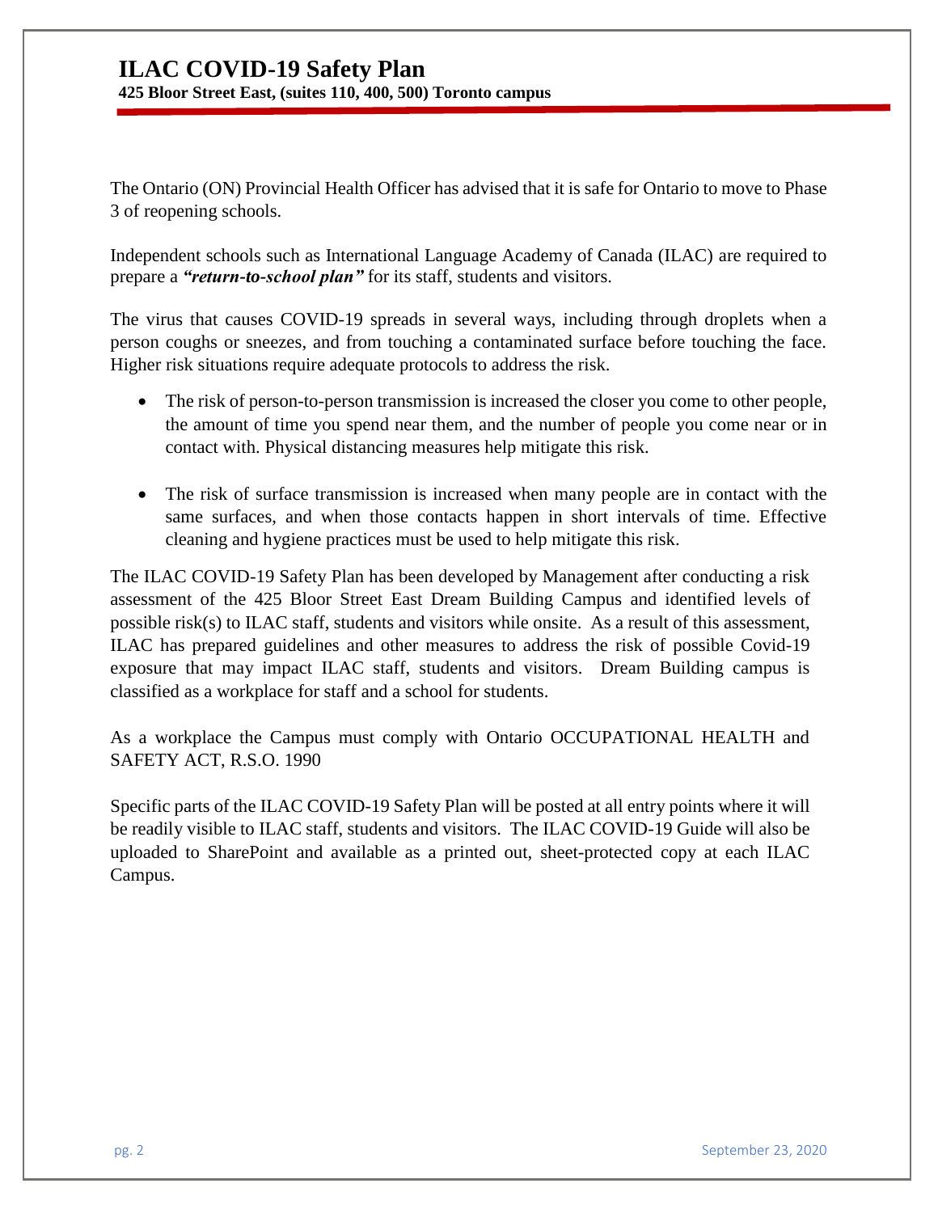# ILAC COVID-19 Safety Plan

**425 Bloor Street East, (suites 110, 400, 500) Toronto campus**

The Ontario (ON) Provincial Health Officer has advised that it is safe for Ontario to move to Phase 3 of reopening schools.

Independent schools such as International Language Academy of Canada (ILAC) are required to prepare a ***"return-to-school plan"*** for its staff, students and visitors.

The virus that causes COVID-19 spreads in several ways, including through droplets when a person coughs or sneezes, and from touching a contaminated surface before touching the face. Higher risk situations require adequate protocols to address the risk.

- The risk of person-to-person transmission is increased the closer you come to other people, the amount of time you spend near them, and the number of people you come near or in contact with. Physical distancing measures help mitigate this risk.

- The risk of surface transmission is increased when many people are in contact with the same surfaces, and when those contacts happen in short intervals of time. Effective cleaning and hygiene practices must be used to help mitigate this risk.

The ILAC COVID-19 Safety Plan has been developed by Management after conducting a risk assessment of the 425 Bloor Street East Dream Building Campus and identified levels of possible risk(s) to ILAC staff, students and visitors while onsite. As a result of this assessment, ILAC has prepared guidelines and other measures to address the risk of possible Covid-19 exposure that may impact ILAC staff, students and visitors. Dream Building campus is classified as a workplace for staff and a school for students.

As a workplace the Campus must comply with Ontario OCCUPATIONAL HEALTH and SAFETY ACT, R.S.O. 1990

Specific parts of the ILAC COVID-19 Safety Plan will be posted at all entry points where it will be readily visible to ILAC staff, students and visitors. The ILAC COVID-19 Guide will also be uploaded to SharePoint and available as a printed out, sheet-protected copy at each ILAC Campus.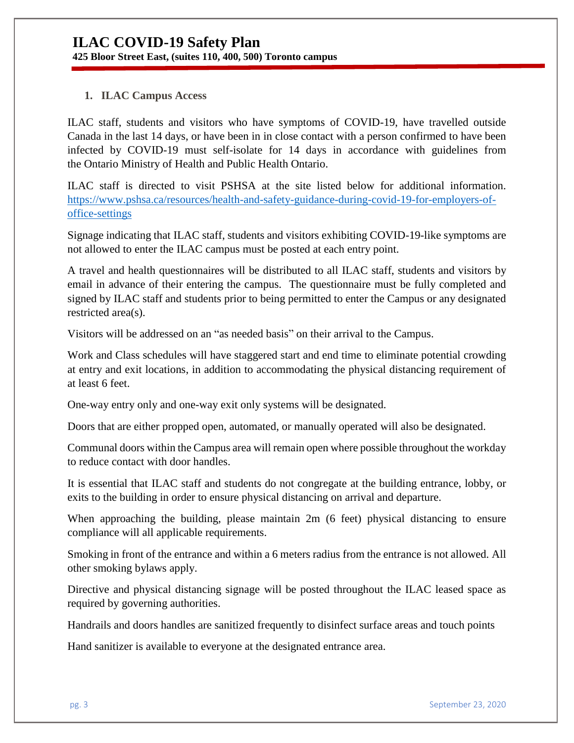# ILAC COVID-19 Safety Plan

**425 Bloor Street East, (suites 110, 400, 500) Toronto campus**

1. **ILAC Campus Access**

ILAC staff, students and visitors who have symptoms of COVID-19, have travelled outside Canada in the last 14 days, or have been in in close contact with a person confirmed to have been infected by COVID-19 must self-isolate for 14 days in accordance with guidelines from the Ontario Ministry of Health and Public Health Ontario.

ILAC staff is directed to visit PSHSA at the site listed below for additional information. https://www.pshsa.ca/resources/health-and-safety-guidance-during-covid-19-for-employers-of-office-settings

Signage indicating that ILAC staff, students and visitors exhibiting COVID-19-like symptoms are not allowed to enter the ILAC campus must be posted at each entry point.

A travel and health questionnaires will be distributed to all ILAC staff, students and visitors by email in advance of their entering the campus. The questionnaire must be fully completed and signed by ILAC staff and students prior to being permitted to enter the Campus or any designated restricted area(s).

Visitors will be addressed on an "as needed basis" on their arrival to the Campus.

Work and Class schedules will have staggered start and end time to eliminate potential crowding at entry and exit locations, in addition to accommodating the physical distancing requirement of at least 6 feet.

One-way entry only and one-way exit only systems will be designated.

Doors that are either propped open, automated, or manually operated will also be designated.

Communal doors within the Campus area will remain open where possible throughout the workday to reduce contact with door handles.

It is essential that ILAC staff and students do not congregate at the building entrance, lobby, or exits to the building in order to ensure physical distancing on arrival and departure.

When approaching the building, please maintain 2m (6 feet) physical distancing to ensure compliance will all applicable requirements.

Smoking in front of the entrance and within a 6 meters radius from the entrance is not allowed. All other smoking bylaws apply.

Directive and physical distancing signage will be posted throughout the ILAC leased space as required by governing authorities.

Handrails and doors handles are sanitized frequently to disinfect surface areas and touch points

Hand sanitizer is available to everyone at the designated entrance area.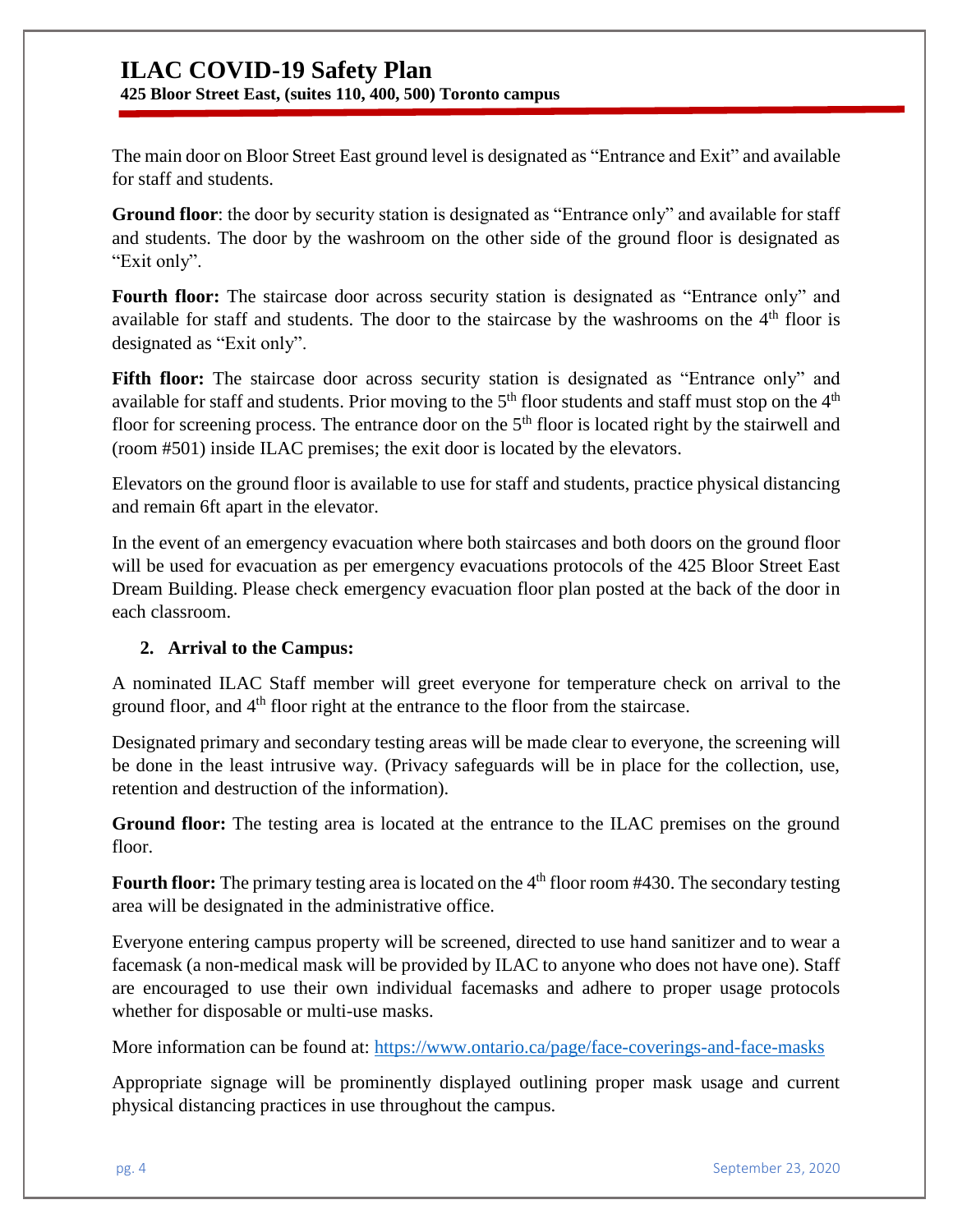The main door on Bloor Street East ground level is designated as "Entrance and Exit" and available for staff and students.

**Ground floor**: the door by security station is designated as "Entrance only" and available for staff and students. The door by the washroom on the other side of the ground floor is designated as "Exit only".

**Fourth floor:** The staircase door across security station is designated as "Entrance only" and available for staff and students. The door to the staircase by the washrooms on the 4th floor is designated as "Exit only".

**Fifth floor:** The staircase door across security station is designated as "Entrance only" and available for staff and students. Prior moving to the 5th floor students and staff must stop on the 4th floor for screening process. The entrance door on the 5th floor is located right by the stairwell and (room #501) inside ILAC premises; the exit door is located by the elevators.

Elevators on the ground floor is available to use for staff and students, practice physical distancing and remain 6ft apart in the elevator.

In the event of an emergency evacuation where both staircases and both doors on the ground floor will be used for evacuation as per emergency evacuations protocols of the 425 Bloor Street East Dream Building. Please check emergency evacuation floor plan posted at the back of the door in each classroom.

## 2. Arrival to the Campus:

A nominated ILAC Staff member will greet everyone for temperature check on arrival to the ground floor, and 4th floor right at the entrance to the floor from the staircase.

Designated primary and secondary testing areas will be made clear to everyone, the screening will be done in the least intrusive way. (Privacy safeguards will be in place for the collection, use, retention and destruction of the information).

**Ground floor:** The testing area is located at the entrance to the ILAC premises on the ground floor.

**Fourth floor:** The primary testing area is located on the 4th floor room #430. The secondary testing area will be designated in the administrative office.

Everyone entering campus property will be screened, directed to use hand sanitizer and to wear a facemask (a non-medical mask will be provided by ILAC to anyone who does not have one). Staff are encouraged to use their own individual facemasks and adhere to proper usage protocols whether for disposable or multi-use masks.

More information can be found at: https://www.ontario.ca/page/face-coverings-and-face-masks

Appropriate signage will be prominently displayed outlining proper mask usage and current physical distancing practices in use throughout the campus.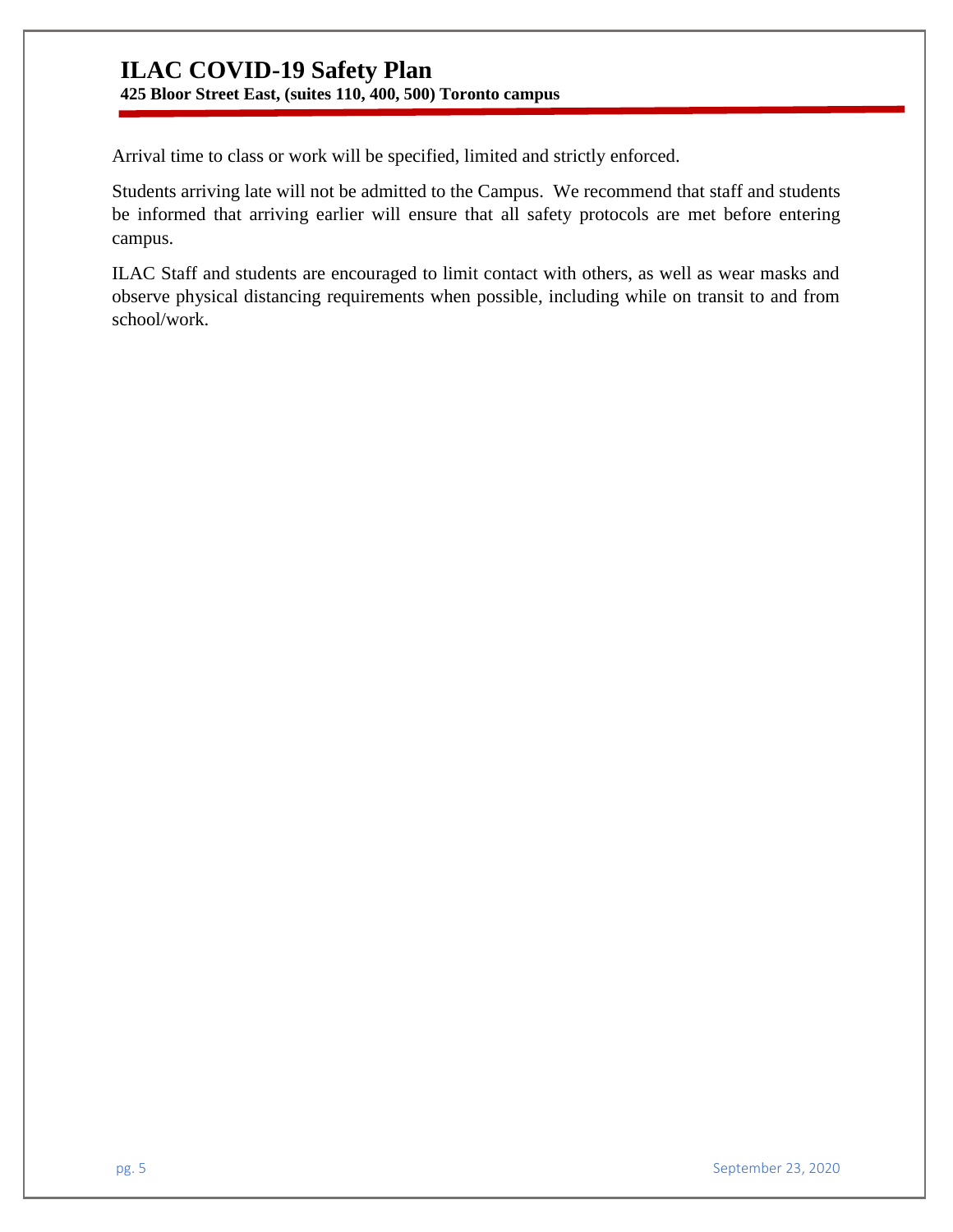Arrival time to class or work will be specified, limited and strictly enforced.

Students arriving late will not be admitted to the Campus. We recommend that staff and students be informed that arriving earlier will ensure that all safety protocols are met before entering campus.

ILAC Staff and students are encouraged to limit contact with others, as well as wear masks and observe physical distancing requirements when possible, including while on transit to and from school/work.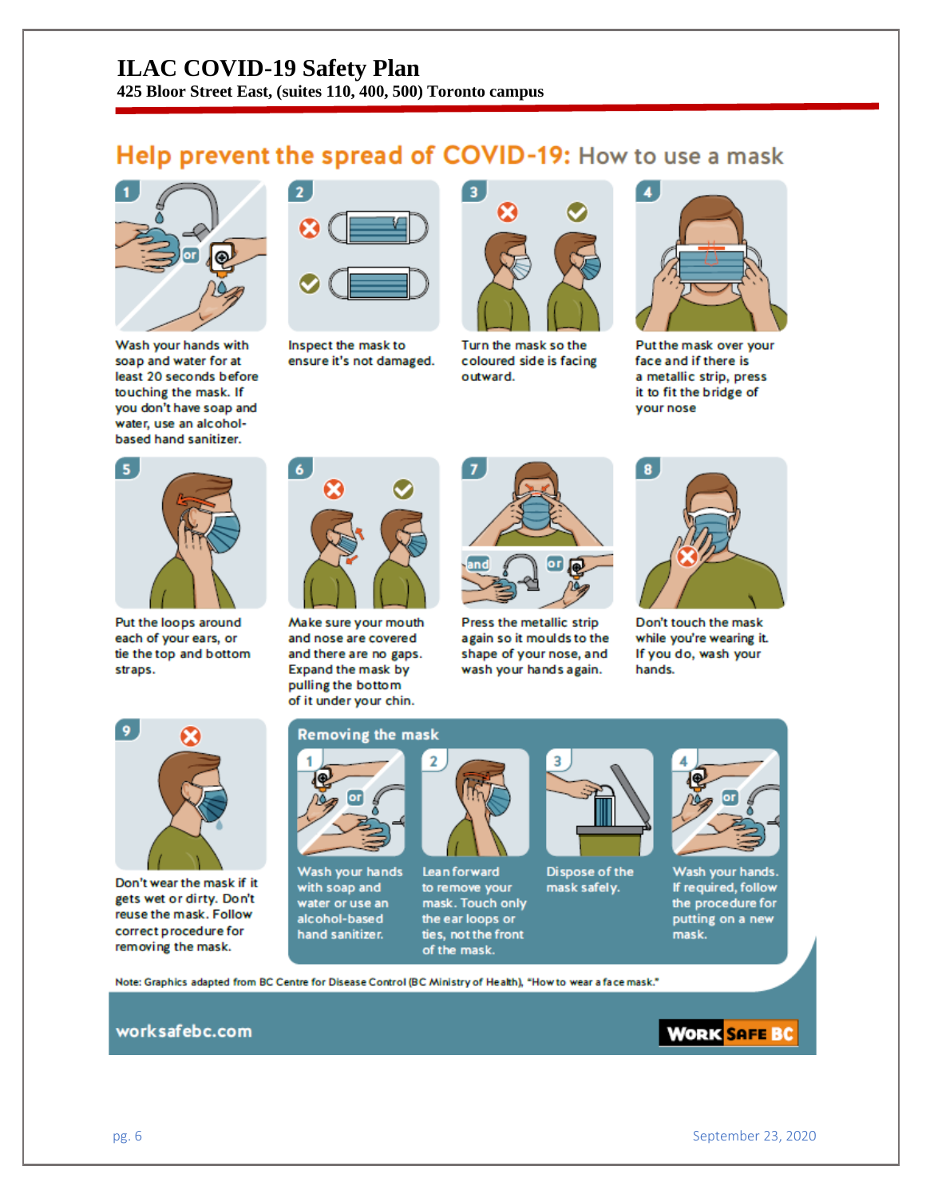# ILAC COVID-19 Safety Plan

**425 Bloor Street East, (suites 110, 400, 500) Toronto campus**

## Help prevent the spread of COVID-19: How to use a mask

1. Wash your hands with soap and water for at least 20 seconds before touching the mask. If you don't have soap and water, use an alcohol-based hand sanitizer.
2. Inspect the mask to ensure it's not damaged.
3. Turn the mask so the coloured side is facing outward.
4. Put the mask over your face and if there is a metallic strip, press it to fit the bridge of your nose
5. Put the loops around each of your ears, or tie the top and bottom straps.
6. Make sure your mouth and nose are covered and there are no gaps. Expand the mask by pulling the bottom of it under your chin.
7. Press the metallic strip again so it moulds to the shape of your nose, and wash your hands again.
8. Don't touch the mask while you're wearing it. If you do, wash your hands.
9. Don't wear the mask if it gets wet or dirty. Don't reuse the mask. Follow correct procedure for removing the mask.

### Removing the mask

1. Wash your hands with soap and water or use an alcohol-based hand sanitizer.
2. Lean forward to remove your mask. Touch only the ear loops or ties, not the front of the mask.
3. Dispose of the mask safely.
4. Wash your hands. If required, follow the procedure for putting on a new mask.

Note: Graphics adapted from BC Centre for Disease Control (BC Ministry of Health), "How to wear a face mask."

worksafebc.com

WORK SAFE BC

September 23, 2020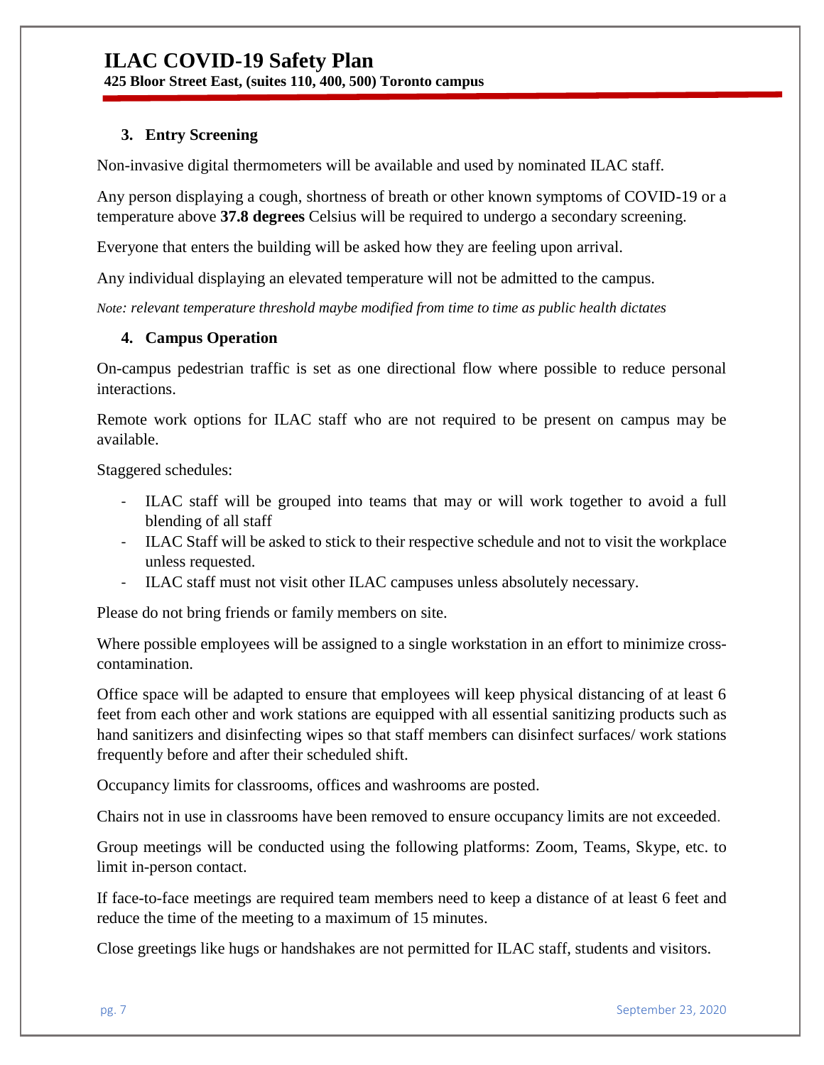### 3. Entry Screening

Non-invasive digital thermometers will be available and used by nominated ILAC staff.

Any person displaying a cough, shortness of breath or other known symptoms of COVID-19 or a temperature above **37.8 degrees** Celsius will be required to undergo a secondary screening.

Everyone that enters the building will be asked how they are feeling upon arrival.

Any individual displaying an elevated temperature will not be admitted to the campus.

*Note: relevant temperature threshold maybe modified from time to time as public health dictates*

### 4. Campus Operation

On-campus pedestrian traffic is set as one directional flow where possible to reduce personal interactions.

Remote work options for ILAC staff who are not required to be present on campus may be available.

Staggered schedules:

- ILAC staff will be grouped into teams that may or will work together to avoid a full blending of all staff
- ILAC Staff will be asked to stick to their respective schedule and not to visit the workplace unless requested.
- ILAC staff must not visit other ILAC campuses unless absolutely necessary.

Please do not bring friends or family members on site.

Where possible employees will be assigned to a single workstation in an effort to minimize cross-contamination.

Office space will be adapted to ensure that employees will keep physical distancing of at least 6 feet from each other and work stations are equipped with all essential sanitizing products such as hand sanitizers and disinfecting wipes so that staff members can disinfect surfaces/ work stations frequently before and after their scheduled shift.

Occupancy limits for classrooms, offices and washrooms are posted.

Chairs not in use in classrooms have been removed to ensure occupancy limits are not exceeded.

Group meetings will be conducted using the following platforms: Zoom, Teams, Skype, etc. to limit in-person contact.

If face-to-face meetings are required team members need to keep a distance of at least 6 feet and reduce the time of the meeting to a maximum of 15 minutes.

Close greetings like hugs or handshakes are not permitted for ILAC staff, students and visitors.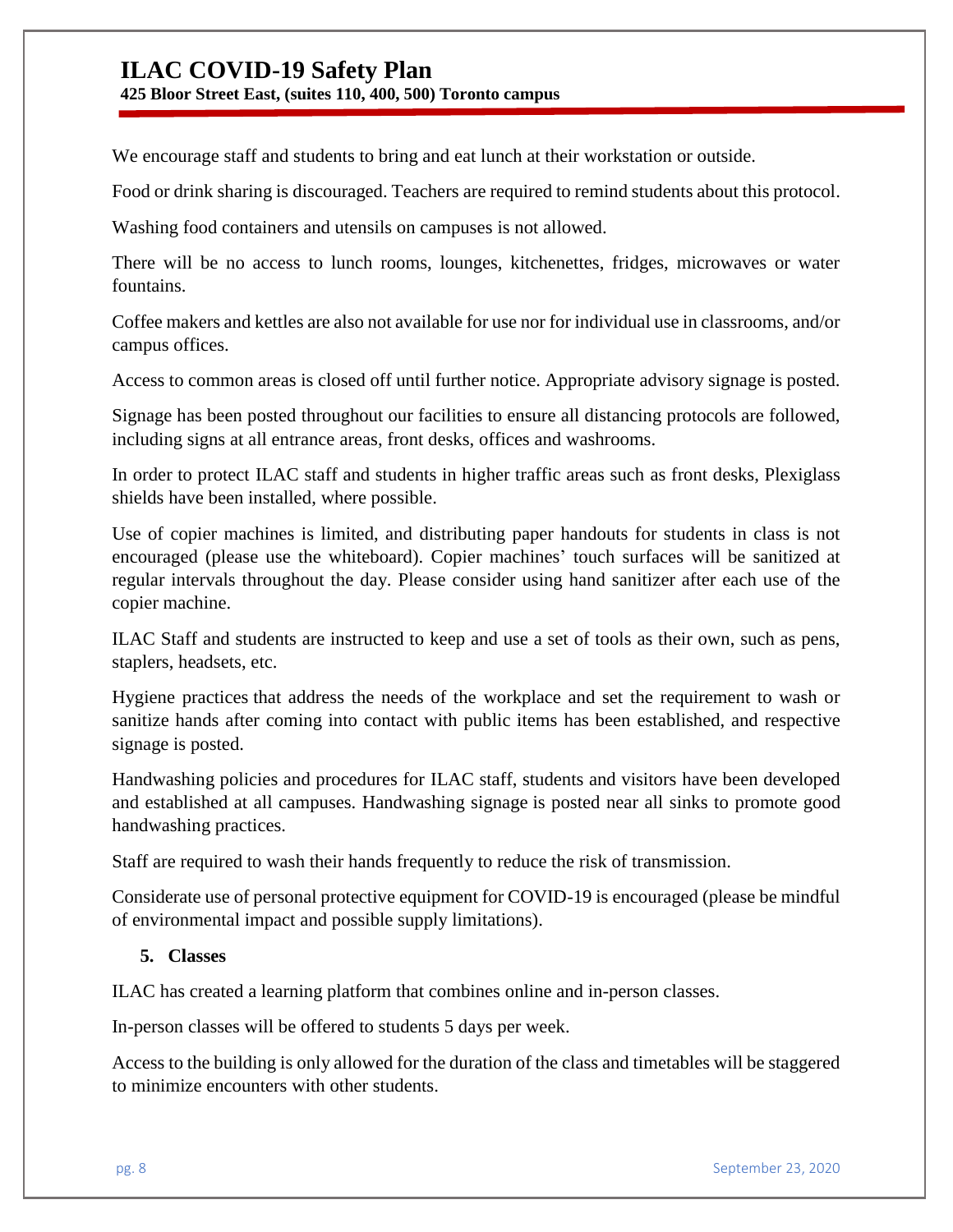We encourage staff and students to bring and eat lunch at their workstation or outside.

Food or drink sharing is discouraged. Teachers are required to remind students about this protocol.

Washing food containers and utensils on campuses is not allowed.

There will be no access to lunch rooms, lounges, kitchenettes, fridges, microwaves or water fountains.

Coffee makers and kettles are also not available for use nor for individual use in classrooms, and/or campus offices.

Access to common areas is closed off until further notice. Appropriate advisory signage is posted.

Signage has been posted throughout our facilities to ensure all distancing protocols are followed, including signs at all entrance areas, front desks, offices and washrooms.

In order to protect ILAC staff and students in higher traffic areas such as front desks, Plexiglass shields have been installed, where possible.

Use of copier machines is limited, and distributing paper handouts for students in class is not encouraged (please use the whiteboard). Copier machines' touch surfaces will be sanitized at regular intervals throughout the day. Please consider using hand sanitizer after each use of the copier machine.

ILAC Staff and students are instructed to keep and use a set of tools as their own, such as pens, staplers, headsets, etc.

Hygiene practices that address the needs of the workplace and set the requirement to wash or sanitize hands after coming into contact with public items has been established, and respective signage is posted.

Handwashing policies and procedures for ILAC staff, students and visitors have been developed and established at all campuses. Handwashing signage is posted near all sinks to promote good handwashing practices.

Staff are required to wash their hands frequently to reduce the risk of transmission.

Considerate use of personal protective equipment for COVID-19 is encouraged (please be mindful of environmental impact and possible supply limitations).

## 5. Classes

ILAC has created a learning platform that combines online and in-person classes.

In-person classes will be offered to students 5 days per week.

Access to the building is only allowed for the duration of the class and timetables will be staggered to minimize encounters with other students.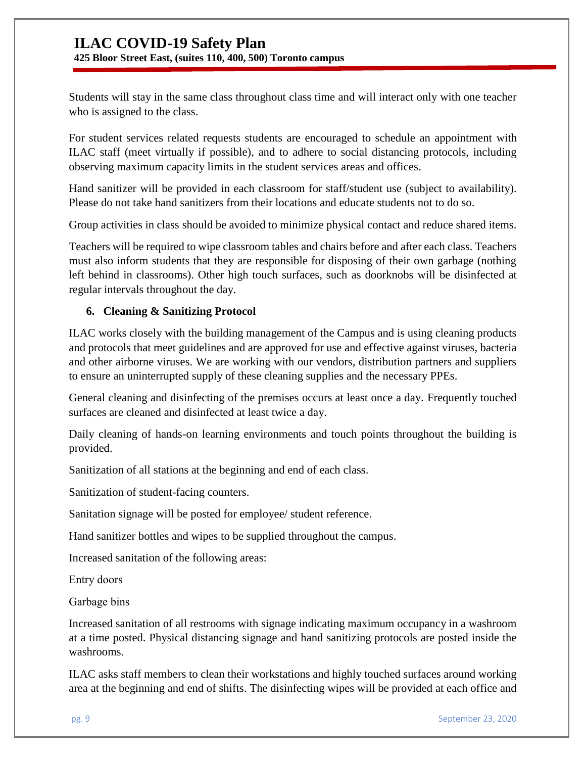Students will stay in the same class throughout class time and will interact only with one teacher who is assigned to the class.

For student services related requests students are encouraged to schedule an appointment with ILAC staff (meet virtually if possible), and to adhere to social distancing protocols, including observing maximum capacity limits in the student services areas and offices.

Hand sanitizer will be provided in each classroom for staff/student use (subject to availability). Please do not take hand sanitizers from their locations and educate students not to do so.

Group activities in class should be avoided to minimize physical contact and reduce shared items.

Teachers will be required to wipe classroom tables and chairs before and after each class. Teachers must also inform students that they are responsible for disposing of their own garbage (nothing left behind in classrooms). Other high touch surfaces, such as doorknobs will be disinfected at regular intervals throughout the day.

## 6. Cleaning & Sanitizing Protocol

ILAC works closely with the building management of the Campus and is using cleaning products and protocols that meet guidelines and are approved for use and effective against viruses, bacteria and other airborne viruses. We are working with our vendors, distribution partners and suppliers to ensure an uninterrupted supply of these cleaning supplies and the necessary PPEs.

General cleaning and disinfecting of the premises occurs at least once a day. Frequently touched surfaces are cleaned and disinfected at least twice a day.

Daily cleaning of hands-on learning environments and touch points throughout the building is provided.

Sanitization of all stations at the beginning and end of each class.

Sanitization of student-facing counters.

Sanitation signage will be posted for employee/ student reference.

Hand sanitizer bottles and wipes to be supplied throughout the campus.

Increased sanitation of the following areas:

Entry doors

Garbage bins

Increased sanitation of all restrooms with signage indicating maximum occupancy in a washroom at a time posted. Physical distancing signage and hand sanitizing protocols are posted inside the washrooms.

ILAC asks staff members to clean their workstations and highly touched surfaces around working area at the beginning and end of shifts. The disinfecting wipes will be provided at each office and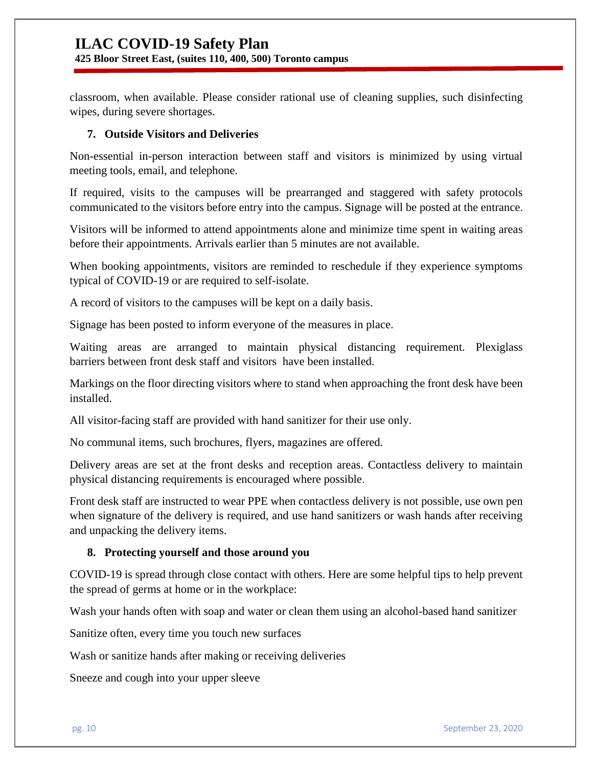classroom, when available. Please consider rational use of cleaning supplies, such disinfecting wipes, during severe shortages.

## 7. Outside Visitors and Deliveries

Non-essential in-person interaction between staff and visitors is minimized by using virtual meeting tools, email, and telephone.

If required, visits to the campuses will be prearranged and staggered with safety protocols communicated to the visitors before entry into the campus. Signage will be posted at the entrance.

Visitors will be informed to attend appointments alone and minimize time spent in waiting areas before their appointments. Arrivals earlier than 5 minutes are not available.

When booking appointments, visitors are reminded to reschedule if they experience symptoms typical of COVID-19 or are required to self-isolate.

A record of visitors to the campuses will be kept on a daily basis.

Signage has been posted to inform everyone of the measures in place.

Waiting areas are arranged to maintain physical distancing requirement. Plexiglass barriers between front desk staff and visitors have been installed.

Markings on the floor directing visitors where to stand when approaching the front desk have been installed.

All visitor-facing staff are provided with hand sanitizer for their use only.

No communal items, such brochures, flyers, magazines are offered.

Delivery areas are set at the front desks and reception areas. Contactless delivery to maintain physical distancing requirements is encouraged where possible.

Front desk staff are instructed to wear PPE when contactless delivery is not possible, use own pen when signature of the delivery is required, and use hand sanitizers or wash hands after receiving and unpacking the delivery items.

## 8. Protecting yourself and those around you

COVID-19 is spread through close contact with others. Here are some helpful tips to help prevent the spread of germs at home or in the workplace:

Wash your hands often with soap and water or clean them using an alcohol-based hand sanitizer

Sanitize often, every time you touch new surfaces

Wash or sanitize hands after making or receiving deliveries

Sneeze and cough into your upper sleeve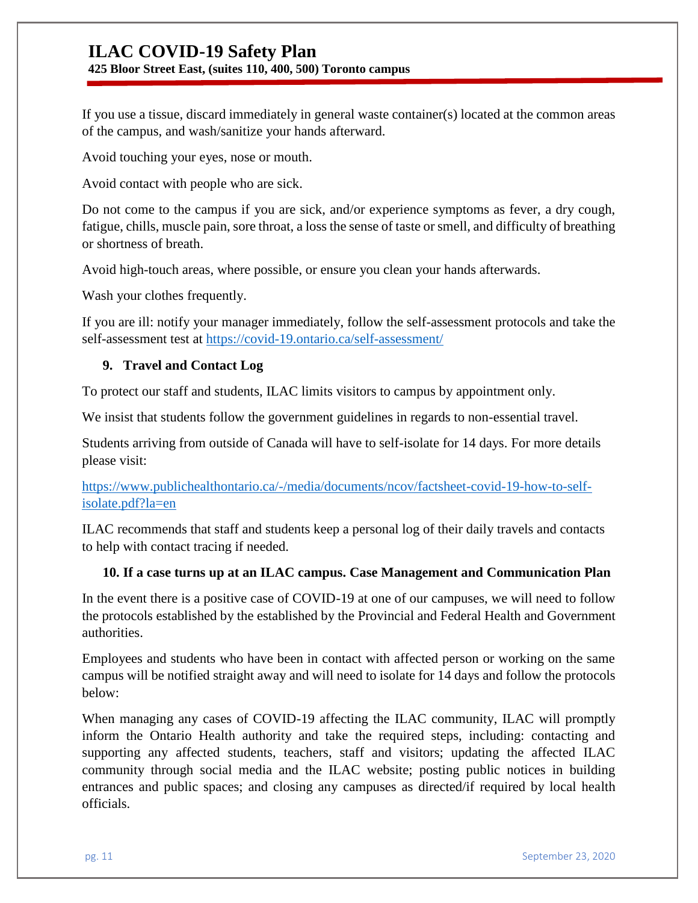If you use a tissue, discard immediately in general waste container(s) located at the common areas of the campus, and wash/sanitize your hands afterward.

Avoid touching your eyes, nose or mouth.

Avoid contact with people who are sick.

Do not come to the campus if you are sick, and/or experience symptoms as fever, a dry cough, fatigue, chills, muscle pain, sore throat, a loss the sense of taste or smell, and difficulty of breathing or shortness of breath.

Avoid high-touch areas, where possible, or ensure you clean your hands afterwards.

Wash your clothes frequently.

If you are ill: notify your manager immediately, follow the self-assessment protocols and take the self-assessment test at https://covid-19.ontario.ca/self-assessment/

## 9. Travel and Contact Log

To protect our staff and students, ILAC limits visitors to campus by appointment only.

We insist that students follow the government guidelines in regards to non-essential travel.

Students arriving from outside of Canada will have to self-isolate for 14 days. For more details please visit:

https://www.publichealthontario.ca/-/media/documents/ncov/factsheet-covid-19-how-to-self-isolate.pdf?la=en

ILAC recommends that staff and students keep a personal log of their daily travels and contacts to help with contact tracing if needed.

## 10. If a case turns up at an ILAC campus. Case Management and Communication Plan

In the event there is a positive case of COVID-19 at one of our campuses, we will need to follow the protocols established by the established by the Provincial and Federal Health and Government authorities.

Employees and students who have been in contact with affected person or working on the same campus will be notified straight away and will need to isolate for 14 days and follow the protocols below:

When managing any cases of COVID-19 affecting the ILAC community, ILAC will promptly inform the Ontario Health authority and take the required steps, including: contacting and supporting any affected students, teachers, staff and visitors; updating the affected ILAC community through social media and the ILAC website; posting public notices in building entrances and public spaces; and closing any campuses as directed/if required by local health officials.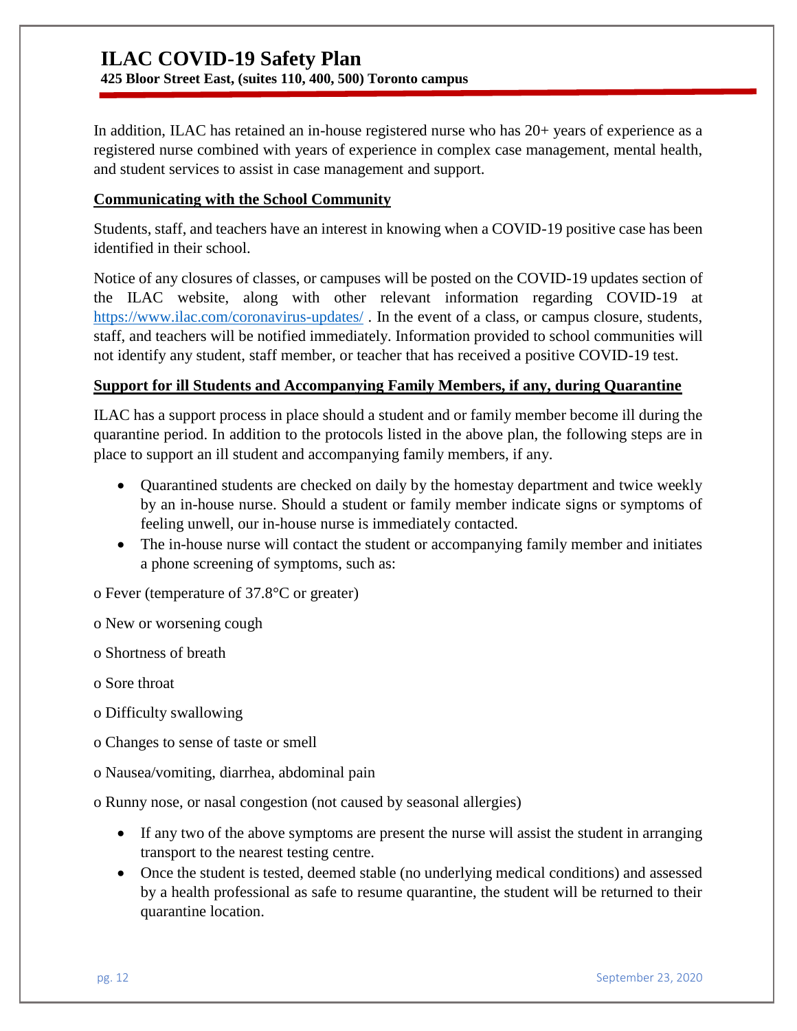In addition, ILAC has retained an in-house registered nurse who has 20+ years of experience as a registered nurse combined with years of experience in complex case management, mental health, and student services to assist in case management and support.

**Communicating with the School Community**

Students, staff, and teachers have an interest in knowing when a COVID-19 positive case has been identified in their school.

Notice of any closures of classes, or campuses will be posted on the COVID-19 updates section of the ILAC website, along with other relevant information regarding COVID-19 at https://www.ilac.com/coronavirus-updates/ . In the event of a class, or campus closure, students, staff, and teachers will be notified immediately. Information provided to school communities will not identify any student, staff member, or teacher that has received a positive COVID-19 test.

**Support for ill Students and Accompanying Family Members, if any, during Quarantine**

ILAC has a support process in place should a student and or family member become ill during the quarantine period. In addition to the protocols listed in the above plan, the following steps are in place to support an ill student and accompanying family members, if any.

- Quarantined students are checked on daily by the homestay department and twice weekly by an in-house nurse. Should a student or family member indicate signs or symptoms of feeling unwell, our in-house nurse is immediately contacted.
- The in-house nurse will contact the student or accompanying family member and initiates a phone screening of symptoms, such as:

o Fever (temperature of 37.8°C or greater)

o New or worsening cough

o Shortness of breath

o Sore throat

o Difficulty swallowing

o Changes to sense of taste or smell

o Nausea/vomiting, diarrhea, abdominal pain

o Runny nose, or nasal congestion (not caused by seasonal allergies)

- If any two of the above symptoms are present the nurse will assist the student in arranging transport to the nearest testing centre.
- Once the student is tested, deemed stable (no underlying medical conditions) and assessed by a health professional as safe to resume quarantine, the student will be returned to their quarantine location.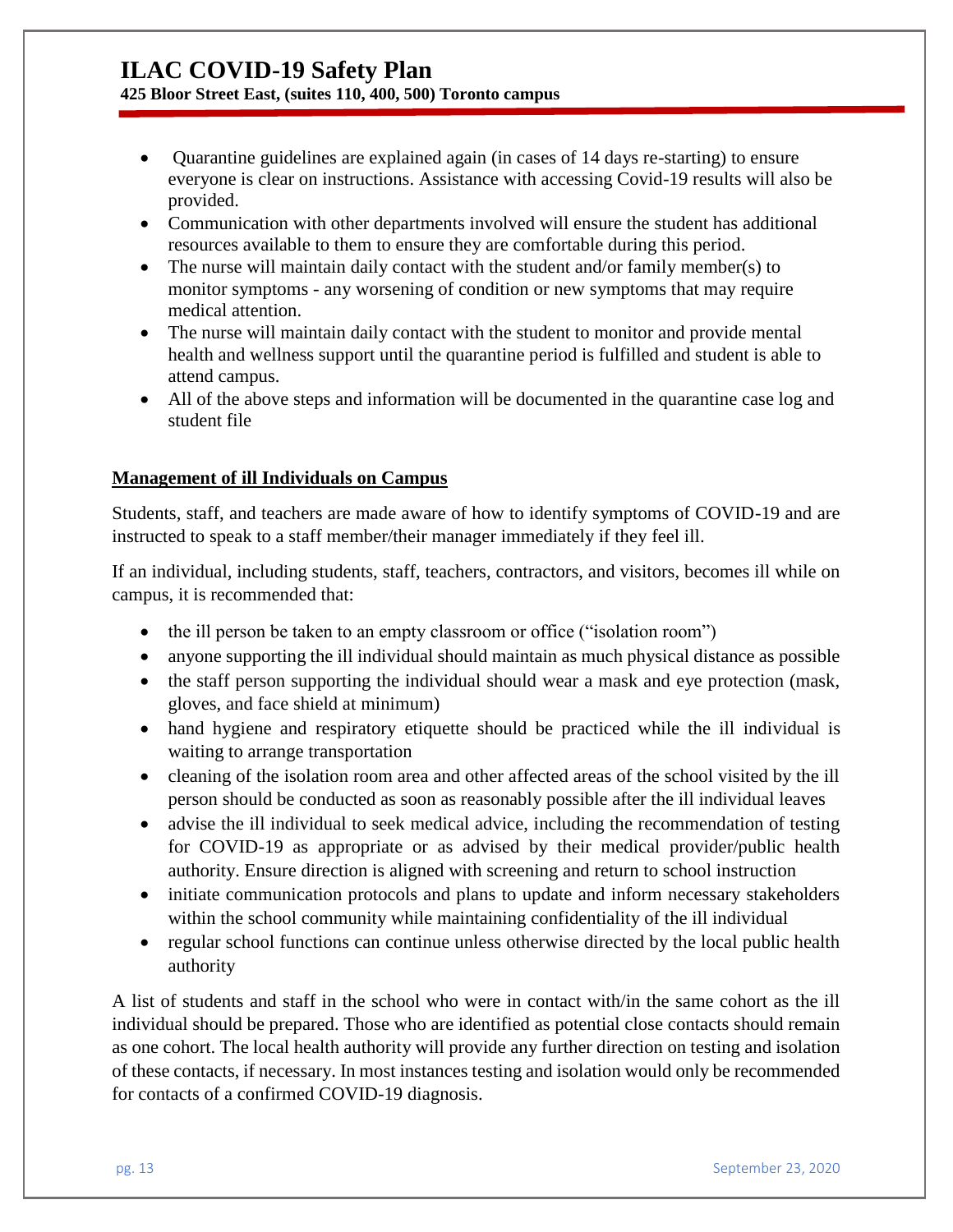- Quarantine guidelines are explained again (in cases of 14 days re-starting) to ensure everyone is clear on instructions. Assistance with accessing Covid-19 results will also be provided.
- Communication with other departments involved will ensure the student has additional resources available to them to ensure they are comfortable during this period.
- The nurse will maintain daily contact with the student and/or family member(s) to monitor symptoms - any worsening of condition or new symptoms that may require medical attention.
- The nurse will maintain daily contact with the student to monitor and provide mental health and wellness support until the quarantine period is fulfilled and student is able to attend campus.
- All of the above steps and information will be documented in the quarantine case log and student file

## Management of ill Individuals on Campus

Students, staff, and teachers are made aware of how to identify symptoms of COVID-19 and are instructed to speak to a staff member/their manager immediately if they feel ill.

If an individual, including students, staff, teachers, contractors, and visitors, becomes ill while on campus, it is recommended that:

- the ill person be taken to an empty classroom or office ("isolation room")
- anyone supporting the ill individual should maintain as much physical distance as possible
- the staff person supporting the individual should wear a mask and eye protection (mask, gloves, and face shield at minimum)
- hand hygiene and respiratory etiquette should be practiced while the ill individual is waiting to arrange transportation
- cleaning of the isolation room area and other affected areas of the school visited by the ill person should be conducted as soon as reasonably possible after the ill individual leaves
- advise the ill individual to seek medical advice, including the recommendation of testing for COVID-19 as appropriate or as advised by their medical provider/public health authority. Ensure direction is aligned with screening and return to school instruction
- initiate communication protocols and plans to update and inform necessary stakeholders within the school community while maintaining confidentiality of the ill individual
- regular school functions can continue unless otherwise directed by the local public health authority

A list of students and staff in the school who were in contact with/in the same cohort as the ill individual should be prepared. Those who are identified as potential close contacts should remain as one cohort. The local health authority will provide any further direction on testing and isolation of these contacts, if necessary. In most instances testing and isolation would only be recommended for contacts of a confirmed COVID-19 diagnosis.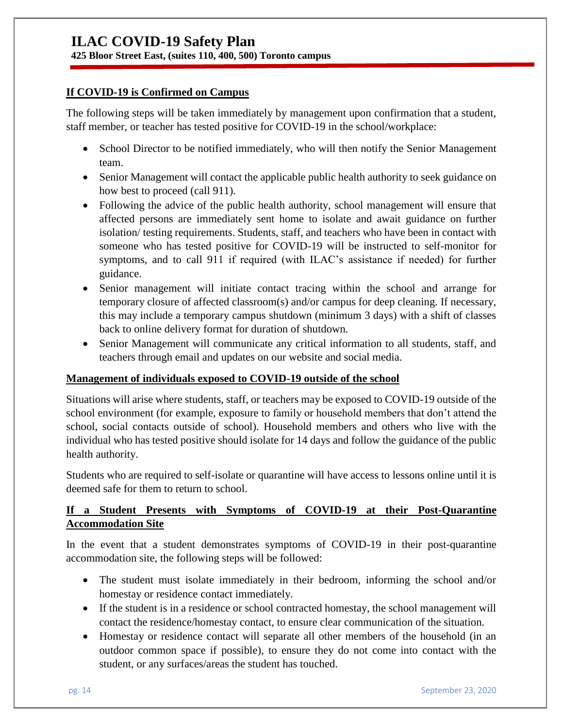## If COVID-19 is Confirmed on Campus

The following steps will be taken immediately by management upon confirmation that a student, staff member, or teacher has tested positive for COVID-19 in the school/workplace:

- School Director to be notified immediately, who will then notify the Senior Management team.
- Senior Management will contact the applicable public health authority to seek guidance on how best to proceed (call 911).
- Following the advice of the public health authority, school management will ensure that affected persons are immediately sent home to isolate and await guidance on further isolation/ testing requirements. Students, staff, and teachers who have been in contact with someone who has tested positive for COVID-19 will be instructed to self-monitor for symptoms, and to call 911 if required (with ILAC's assistance if needed) for further guidance.
- Senior management will initiate contact tracing within the school and arrange for temporary closure of affected classroom(s) and/or campus for deep cleaning. If necessary, this may include a temporary campus shutdown (minimum 3 days) with a shift of classes back to online delivery format for duration of shutdown.
- Senior Management will communicate any critical information to all students, staff, and teachers through email and updates on our website and social media.

## Management of individuals exposed to COVID-19 outside of the school

Situations will arise where students, staff, or teachers may be exposed to COVID-19 outside of the school environment (for example, exposure to family or household members that don't attend the school, social contacts outside of school). Household members and others who live with the individual who has tested positive should isolate for 14 days and follow the guidance of the public health authority.

Students who are required to self-isolate or quarantine will have access to lessons online until it is deemed safe for them to return to school.

## If a Student Presents with Symptoms of COVID-19 at their Post-Quarantine Accommodation Site

In the event that a student demonstrates symptoms of COVID-19 in their post-quarantine accommodation site, the following steps will be followed:

- The student must isolate immediately in their bedroom, informing the school and/or homestay or residence contact immediately.
- If the student is in a residence or school contracted homestay, the school management will contact the residence/homestay contact, to ensure clear communication of the situation.
- Homestay or residence contact will separate all other members of the household (in an outdoor common space if possible), to ensure they do not come into contact with the student, or any surfaces/areas the student has touched.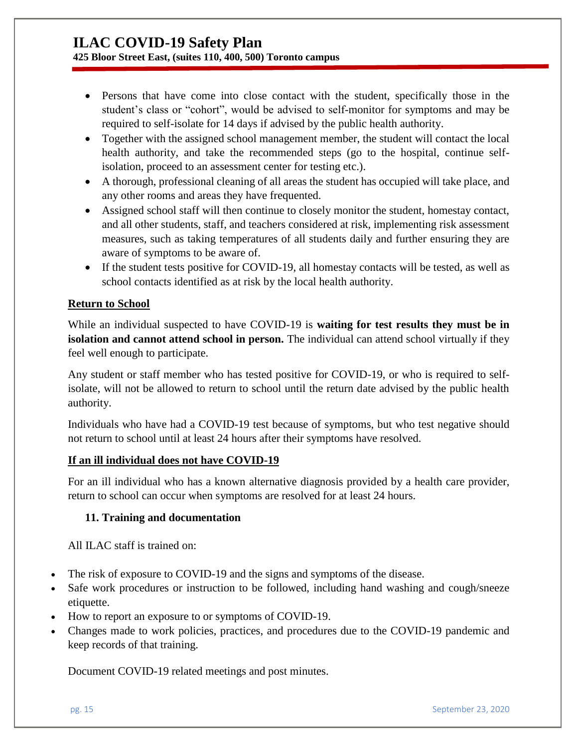- Persons that have come into close contact with the student, specifically those in the student's class or "cohort", would be advised to self-monitor for symptoms and may be required to self-isolate for 14 days if advised by the public health authority.
- Together with the assigned school management member, the student will contact the local health authority, and take the recommended steps (go to the hospital, continue self-isolation, proceed to an assessment center for testing etc.).
- A thorough, professional cleaning of all areas the student has occupied will take place, and any other rooms and areas they have frequented.
- Assigned school staff will then continue to closely monitor the student, homestay contact, and all other students, staff, and teachers considered at risk, implementing risk assessment measures, such as taking temperatures of all students daily and further ensuring they are aware of symptoms to be aware of.
- If the student tests positive for COVID-19, all homestay contacts will be tested, as well as school contacts identified as at risk by the local health authority.

**Return to School**

While an individual suspected to have COVID-19 is **waiting for test results they must be in isolation and cannot attend school in person.** The individual can attend school virtually if they feel well enough to participate.

Any student or staff member who has tested positive for COVID-19, or who is required to self-isolate, will not be allowed to return to school until the return date advised by the public health authority.

Individuals who have had a COVID-19 test because of symptoms, but who test negative should not return to school until at least 24 hours after their symptoms have resolved.

**If an ill individual does not have COVID-19**

For an ill individual who has a known alternative diagnosis provided by a health care provider, return to school can occur when symptoms are resolved for at least 24 hours.

### 11. Training and documentation

All ILAC staff is trained on:

- The risk of exposure to COVID-19 and the signs and symptoms of the disease.
- Safe work procedures or instruction to be followed, including hand washing and cough/sneeze etiquette.
- How to report an exposure to or symptoms of COVID-19.
- Changes made to work policies, practices, and procedures due to the COVID-19 pandemic and keep records of that training.

Document COVID-19 related meetings and post minutes.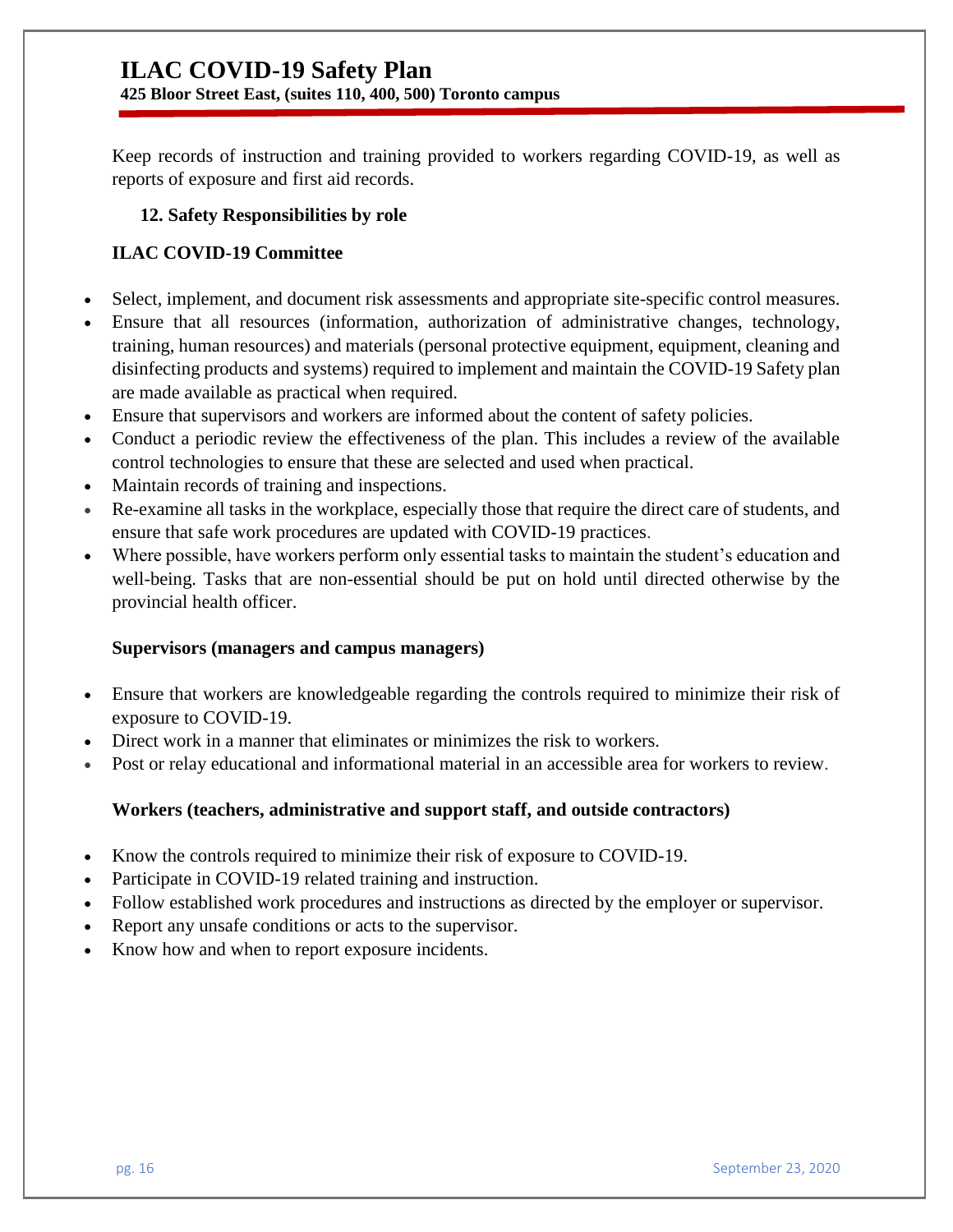Keep records of instruction and training provided to workers regarding COVID-19, as well as reports of exposure and first aid records.

## 12. Safety Responsibilities by role

### ILAC COVID-19 Committee

- Select, implement, and document risk assessments and appropriate site-specific control measures.
- Ensure that all resources (information, authorization of administrative changes, technology, training, human resources) and materials (personal protective equipment, equipment, cleaning and disinfecting products and systems) required to implement and maintain the COVID-19 Safety plan are made available as practical when required.
- Ensure that supervisors and workers are informed about the content of safety policies.
- Conduct a periodic review the effectiveness of the plan. This includes a review of the available control technologies to ensure that these are selected and used when practical.
- Maintain records of training and inspections.
- Re-examine all tasks in the workplace, especially those that require the direct care of students, and ensure that safe work procedures are updated with COVID-19 practices.
- Where possible, have workers perform only essential tasks to maintain the student's education and well-being. Tasks that are non-essential should be put on hold until directed otherwise by the provincial health officer.

### Supervisors (managers and campus managers)

- Ensure that workers are knowledgeable regarding the controls required to minimize their risk of exposure to COVID-19.
- Direct work in a manner that eliminates or minimizes the risk to workers.
- Post or relay educational and informational material in an accessible area for workers to review.

### Workers (teachers, administrative and support staff, and outside contractors)

- Know the controls required to minimize their risk of exposure to COVID-19.
- Participate in COVID-19 related training and instruction.
- Follow established work procedures and instructions as directed by the employer or supervisor.
- Report any unsafe conditions or acts to the supervisor.
- Know how and when to report exposure incidents.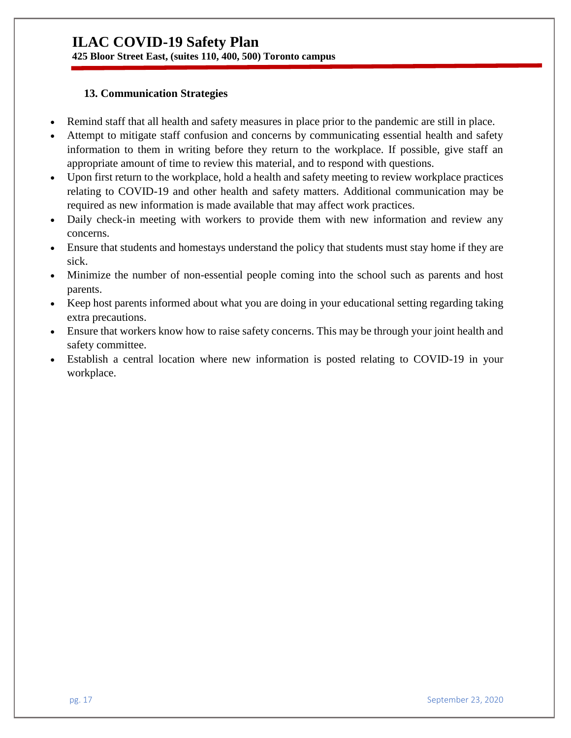## 13. Communication Strategies

- Remind staff that all health and safety measures in place prior to the pandemic are still in place.
- Attempt to mitigate staff confusion and concerns by communicating essential health and safety information to them in writing before they return to the workplace. If possible, give staff an appropriate amount of time to review this material, and to respond with questions.
- Upon first return to the workplace, hold a health and safety meeting to review workplace practices relating to COVID-19 and other health and safety matters. Additional communication may be required as new information is made available that may affect work practices.
- Daily check-in meeting with workers to provide them with new information and review any concerns.
- Ensure that students and homestays understand the policy that students must stay home if they are sick.
- Minimize the number of non-essential people coming into the school such as parents and host parents.
- Keep host parents informed about what you are doing in your educational setting regarding taking extra precautions.
- Ensure that workers know how to raise safety concerns. This may be through your joint health and safety committee.
- Establish a central location where new information is posted relating to COVID-19 in your workplace.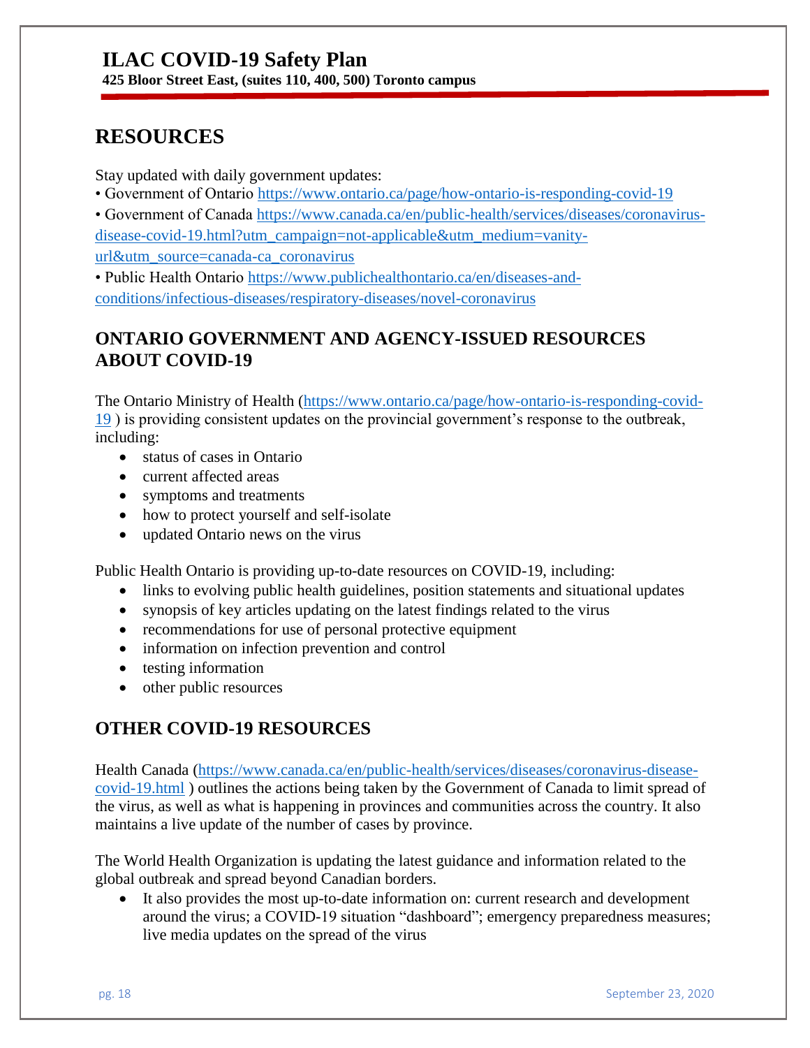## RESOURCES

Stay updated with daily government updates:

• Government of Ontario https://www.ontario.ca/page/how-ontario-is-responding-covid-19

• Government of Canada https://www.canada.ca/en/public-health/services/diseases/coronavirus-disease-covid-19.html?utm_campaign=not-applicable&utm_medium=vanity-url&utm_source=canada-ca_coronavirus

• Public Health Ontario https://www.publichealthontario.ca/en/diseases-and-conditions/infectious-diseases/respiratory-diseases/novel-coronavirus

### ONTARIO GOVERNMENT AND AGENCY-ISSUED RESOURCES ABOUT COVID-19

The Ontario Ministry of Health (https://www.ontario.ca/page/how-ontario-is-responding-covid-19 ) is providing consistent updates on the provincial government's response to the outbreak, including:

- status of cases in Ontario
- current affected areas
- symptoms and treatments
- how to protect yourself and self-isolate
- updated Ontario news on the virus

Public Health Ontario is providing up-to-date resources on COVID-19, including:

- links to evolving public health guidelines, position statements and situational updates
- synopsis of key articles updating on the latest findings related to the virus
- recommendations for use of personal protective equipment
- information on infection prevention and control
- testing information
- other public resources

### OTHER COVID-19 RESOURCES

Health Canada (https://www.canada.ca/en/public-health/services/diseases/coronavirus-disease-covid-19.html ) outlines the actions being taken by the Government of Canada to limit spread of the virus, as well as what is happening in provinces and communities across the country. It also maintains a live update of the number of cases by province.

The World Health Organization is updating the latest guidance and information related to the global outbreak and spread beyond Canadian borders.

- It also provides the most up-to-date information on: current research and development around the virus; a COVID-19 situation "dashboard"; emergency preparedness measures; live media updates on the spread of the virus